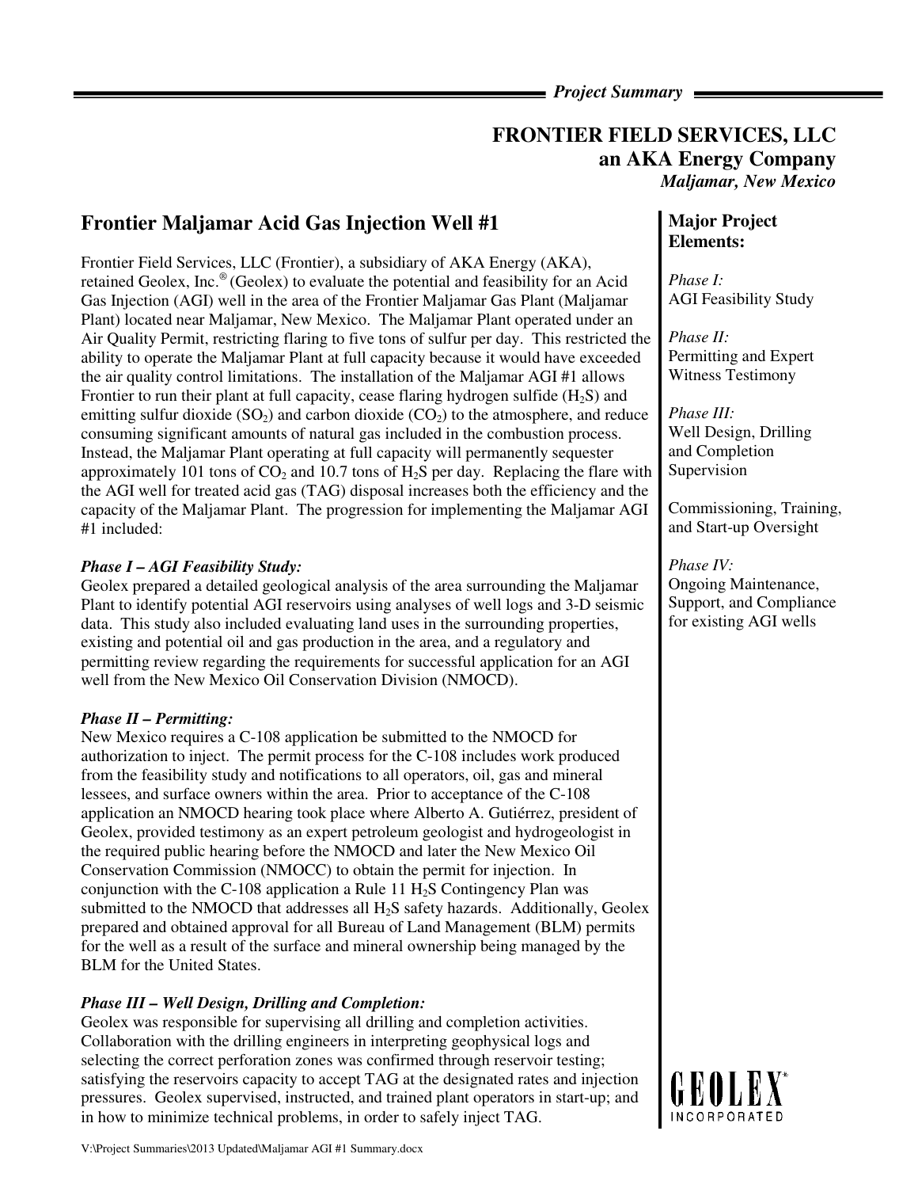*Project Summary*

# FRONTIER FIELD SERVICES, LLC
## an AKA Energy Company
*Maljamar, New Mexico*

## Frontier Maljamar Acid Gas Injection Well #1

Frontier Field Services, LLC (Frontier), a subsidiary of AKA Energy (AKA), retained Geolex, Inc.® (Geolex) to evaluate the potential and feasibility for an Acid Gas Injection (AGI) well in the area of the Frontier Maljamar Gas Plant (Maljamar Plant) located near Maljamar, New Mexico. The Maljamar Plant operated under an Air Quality Permit, restricting flaring to five tons of sulfur per day. This restricted the ability to operate the Maljamar Plant at full capacity because it would have exceeded the air quality control limitations. The installation of the Maljamar AGI #1 allows Frontier to run their plant at full capacity, cease flaring hydrogen sulfide ($H_2S$) and emitting sulfur dioxide ($SO_2$) and carbon dioxide ($CO_2$) to the atmosphere, and reduce consuming significant amounts of natural gas included in the combustion process. Instead, the Maljamar Plant operating at full capacity will permanently sequester approximately 101 tons of $CO_2$ and 10.7 tons of $H_2S$ per day. Replacing the flare with the AGI well for treated acid gas (TAG) disposal increases both the efficiency and the capacity of the Maljamar Plant. The progression for implementing the Maljamar AGI #1 included:

### *Phase I – AGI Feasibility Study:*

Geolex prepared a detailed geological analysis of the area surrounding the Maljamar Plant to identify potential AGI reservoirs using analyses of well logs and 3-D seismic data. This study also included evaluating land uses in the surrounding properties, existing and potential oil and gas production in the area, and a regulatory and permitting review regarding the requirements for successful application for an AGI well from the New Mexico Oil Conservation Division (NMOCD).

### *Phase II – Permitting:*

New Mexico requires a C-108 application be submitted to the NMOCD for authorization to inject. The permit process for the C-108 includes work produced from the feasibility study and notifications to all operators, oil, gas and mineral lessees, and surface owners within the area. Prior to acceptance of the C-108 application an NMOCD hearing took place where Alberto A. Gutiérrez, president of Geolex, provided testimony as an expert petroleum geologist and hydrogeologist in the required public hearing before the NMOCD and later the New Mexico Oil Conservation Commission (NMOCC) to obtain the permit for injection. In conjunction with the C-108 application a Rule 11 $H_2S$ Contingency Plan was submitted to the NMOCD that addresses all $H_2S$ safety hazards. Additionally, Geolex prepared and obtained approval for all Bureau of Land Management (BLM) permits for the well as a result of the surface and mineral ownership being managed by the BLM for the United States.

### *Phase III – Well Design, Drilling and Completion:*

Geolex was responsible for supervising all drilling and completion activities. Collaboration with the drilling engineers in interpreting geophysical logs and selecting the correct perforation zones was confirmed through reservoir testing; satisfying the reservoirs capacity to accept TAG at the designated rates and injection pressures. Geolex supervised, instructed, and trained plant operators in start-up; and in how to minimize technical problems, in order to safely inject TAG.

---

**Major Project Elements:**

*Phase I:*
AGI Feasibility Study

*Phase II:*
Permitting and Expert Witness Testimony

*Phase III:*
Well Design, Drilling and Completion Supervision

Commissioning, Training, and Start-up Oversight

*Phase IV:*
Ongoing Maintenance, Support, and Compliance for existing AGI wells

GEOLEX® INCORPORATED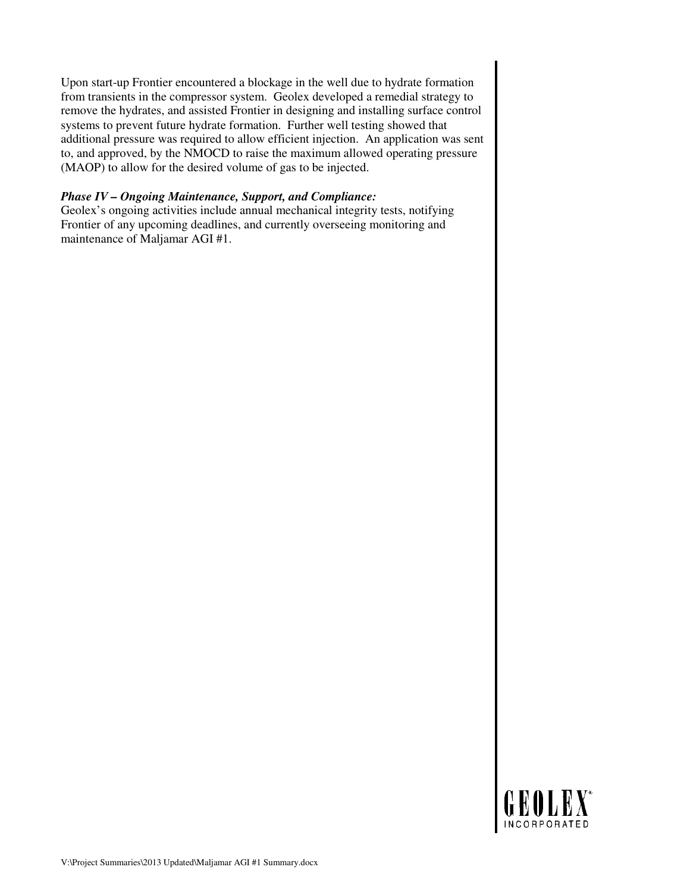Upon start-up Frontier encountered a blockage in the well due to hydrate formation from transients in the compressor system. Geolex developed a remedial strategy to remove the hydrates, and assisted Frontier in designing and installing surface control systems to prevent future hydrate formation. Further well testing showed that additional pressure was required to allow efficient injection. An application was sent to, and approved, by the NMOCD to raise the maximum allowed operating pressure (MAOP) to allow for the desired volume of gas to be injected.

***Phase IV – Ongoing Maintenance, Support, and Compliance:***

Geolex's ongoing activities include annual mechanical integrity tests, notifying Frontier of any upcoming deadlines, and currently overseeing monitoring and maintenance of Maljamar AGI #1.